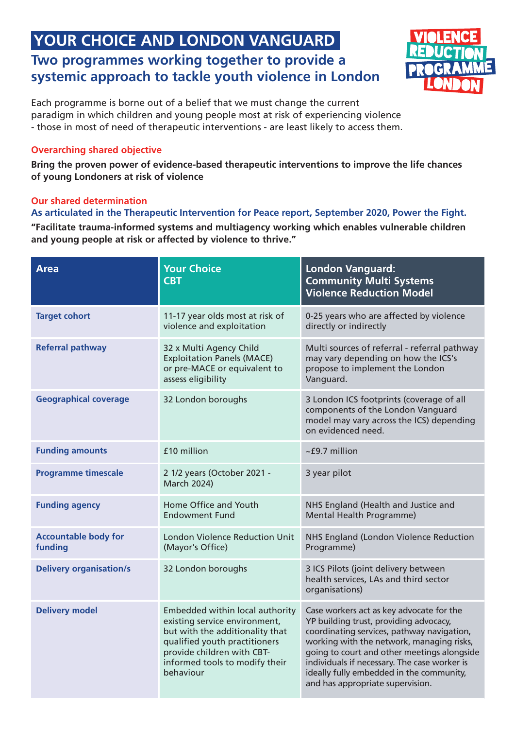# YOUR CHOICE AND LONDON VANGUARD

## Two programmes working together to provide a systemic approach to tackle youth violence in London

VIOLENCE REDUCTION PROGRAMME LONDON

Each programme is borne out of a belief that we must change the current paradigm in which children and young people most at risk of experiencing violence - those in most of need of therapeutic interventions - are least likely to access them.

### Overarching shared objective

**Bring the proven power of evidence-based therapeutic interventions to improve the life chances of young Londoners at risk of violence**

### Our shared determination

**As articulated in the Therapeutic Intervention for Peace report, September 2020, Power the Fight.**

**"Facilitate trauma-informed systems and multiagency working which enables vulnerable children and young people at risk or affected by violence to thrive."**

| Area | Your Choice CBT | London Vanguard: Community Multi Systems Violence Reduction Model |
|---|---|---|
| Target cohort | 11-17 year olds most at risk of violence and exploitation | 0-25 years who are affected by violence directly or indirectly |
| Referral pathway | 32 x Multi Agency Child Exploitation Panels (MACE) or pre-MACE or equivalent to assess eligibility | Multi sources of referral - referral pathway may vary depending on how the ICS's propose to implement the London Vanguard. |
| Geographical coverage | 32 London boroughs | 3 London ICS footprints (coverage of all components of the London Vanguard model may vary across the ICS) depending on evidenced need. |
| Funding amounts | £10 million | ~£9.7 million |
| Programme timescale | 2 1/2 years (October 2021 - March 2024) | 3 year pilot |
| Funding agency | Home Office and Youth Endowment Fund | NHS England (Health and Justice and Mental Health Programme) |
| Accountable body for funding | London Violence Reduction Unit (Mayor's Office) | NHS England (London Violence Reduction Programme) |
| Delivery organisation/s | 32 London boroughs | 3 ICS Pilots (joint delivery between health services, LAs and third sector organisations) |
| Delivery model | Embedded within local authority existing service environment, but with the additionality that qualified youth practitioners provide children with CBT-informed tools to modify their behaviour | Case workers act as key advocate for the YP building trust, providing advocacy, coordinating services, pathway navigation, working with the network, managing risks, going to court and other meetings alongside individuals if necessary. The case worker is ideally fully embedded in the community, and has appropriate supervision. |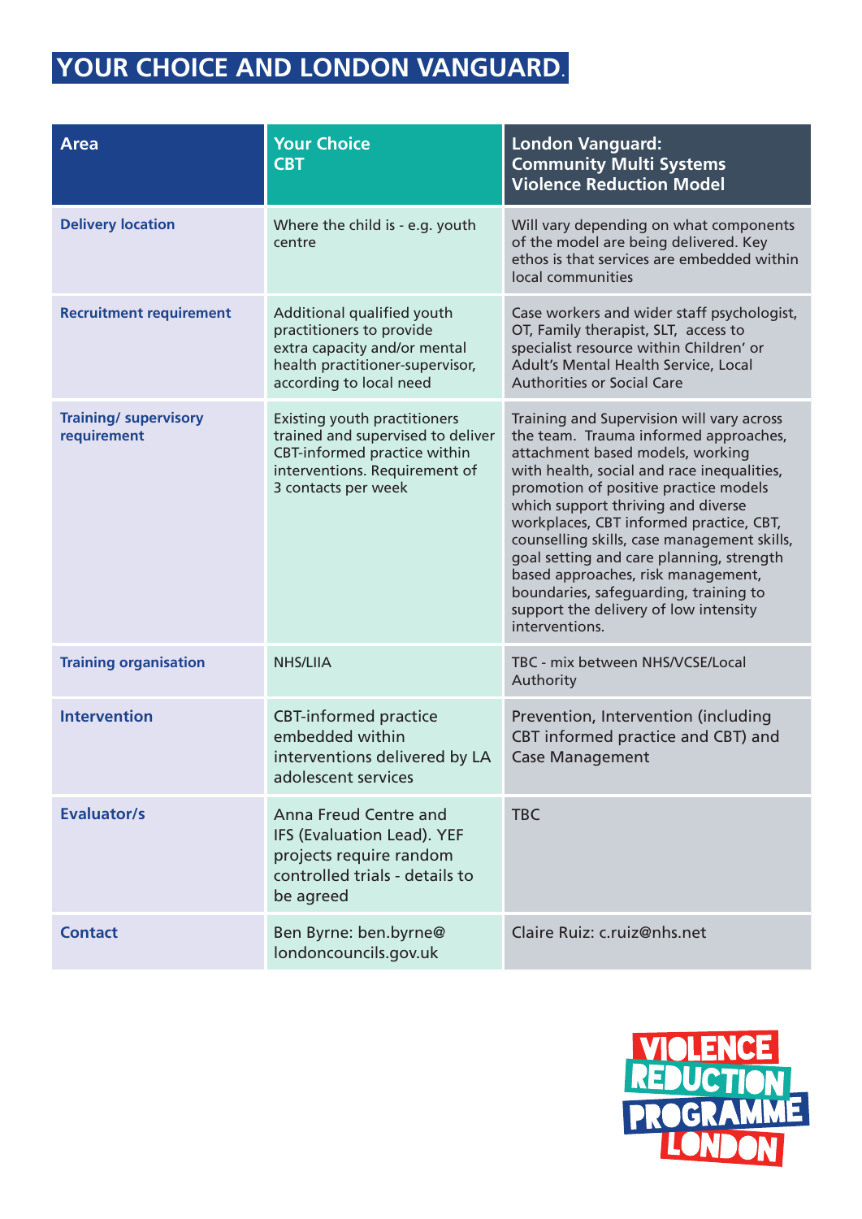# YOUR CHOICE AND LONDON VANGUARD.

| Area | Your Choice CBT | London Vanguard: Community Multi Systems Violence Reduction Model |
|---|---|---|
| **Delivery location** | Where the child is - e.g. youth centre | Will vary depending on what components of the model are being delivered. Key ethos is that services are embedded within local communities |
| **Recruitment requirement** | Additional qualified youth practitioners to provide extra capacity and/or mental health practitioner-supervisor, according to local need | Case workers and wider staff psychologist, OT, Family therapist, SLT, access to specialist resource within Children' or Adult's Mental Health Service, Local Authorities or Social Care |
| **Training/ supervisory requirement** | Existing youth practitioners trained and supervised to deliver CBT-informed practice within interventions. Requirement of 3 contacts per week | Training and Supervision will vary across the team. Trauma informed approaches, attachment based models, working with health, social and race inequalities, promotion of positive practice models which support thriving and diverse workplaces, CBT informed practice, CBT, counselling skills, case management skills, goal setting and care planning, strength based approaches, risk management, boundaries, safeguarding, training to support the delivery of low intensity interventions. |
| **Training organisation** | NHS/LIIA | TBC - mix between NHS/VCSE/Local Authority |
| **Intervention** | CBT-informed practice embedded within interventions delivered by LA adolescent services | Prevention, Intervention (including CBT informed practice and CBT) and Case Management |
| **Evaluator/s** | Anna Freud Centre and IFS (Evaluation Lead). YEF projects require random controlled trials - details to be agreed | TBC |
| **Contact** | Ben Byrne: ben.byrne@londoncouncils.gov.uk | Claire Ruiz: c.ruiz@nhs.net |

VIOLENCE REDUCTION PROGRAMME LONDON